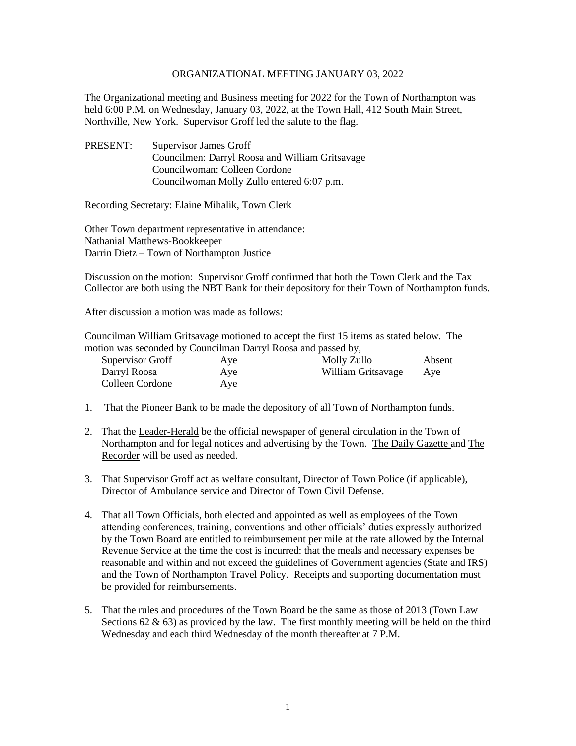# ORGANIZATIONAL MEETING JANUARY 03, 2022

The Organizational meeting and Business meeting for 2022 for the Town of Northampton was held 6:00 P.M. on Wednesday, January 03, 2022, at the Town Hall, 412 South Main Street, Northville, New York. Supervisor Groff led the salute to the flag.

PRESENT: Supervisor James Groff
Councilmen: Darryl Roosa and William Gritsavage
Councilwoman: Colleen Cordone
Councilwoman Molly Zullo entered 6:07 p.m.

Recording Secretary: Elaine Mihalik, Town Clerk

Other Town department representative in attendance:
Nathanial Matthews-Bookkeeper
Darrin Dietz – Town of Northampton Justice

Discussion on the motion: Supervisor Groff confirmed that both the Town Clerk and the Tax Collector are both using the NBT Bank for their depository for their Town of Northampton funds.

After discussion a motion was made as follows:

Councilman William Gritsavage motioned to accept the first 15 items as stated below. The motion was seconded by Councilman Darryl Roosa and passed by,

| | | | |
|---|---|---|---|
| Supervisor Groff | Aye | Molly Zullo | Absent |
| Darryl Roosa | Aye | William Gritsavage | Aye |
| Colleen Cordone | Aye | | |

1. That the Pioneer Bank to be made the depository of all Town of Northampton funds.

2. That the Leader-Herald be the official newspaper of general circulation in the Town of Northampton and for legal notices and advertising by the Town. The Daily Gazette and The Recorder will be used as needed.

3. That Supervisor Groff act as welfare consultant, Director of Town Police (if applicable), Director of Ambulance service and Director of Town Civil Defense.

4. That all Town Officials, both elected and appointed as well as employees of the Town attending conferences, training, conventions and other officials' duties expressly authorized by the Town Board are entitled to reimbursement per mile at the rate allowed by the Internal Revenue Service at the time the cost is incurred: that the meals and necessary expenses be reasonable and within and not exceed the guidelines of Government agencies (State and IRS) and the Town of Northampton Travel Policy. Receipts and supporting documentation must be provided for reimbursements.

5. That the rules and procedures of the Town Board be the same as those of 2013 (Town Law Sections 62 & 63) as provided by the law. The first monthly meeting will be held on the third Wednesday and each third Wednesday of the month thereafter at 7 P.M.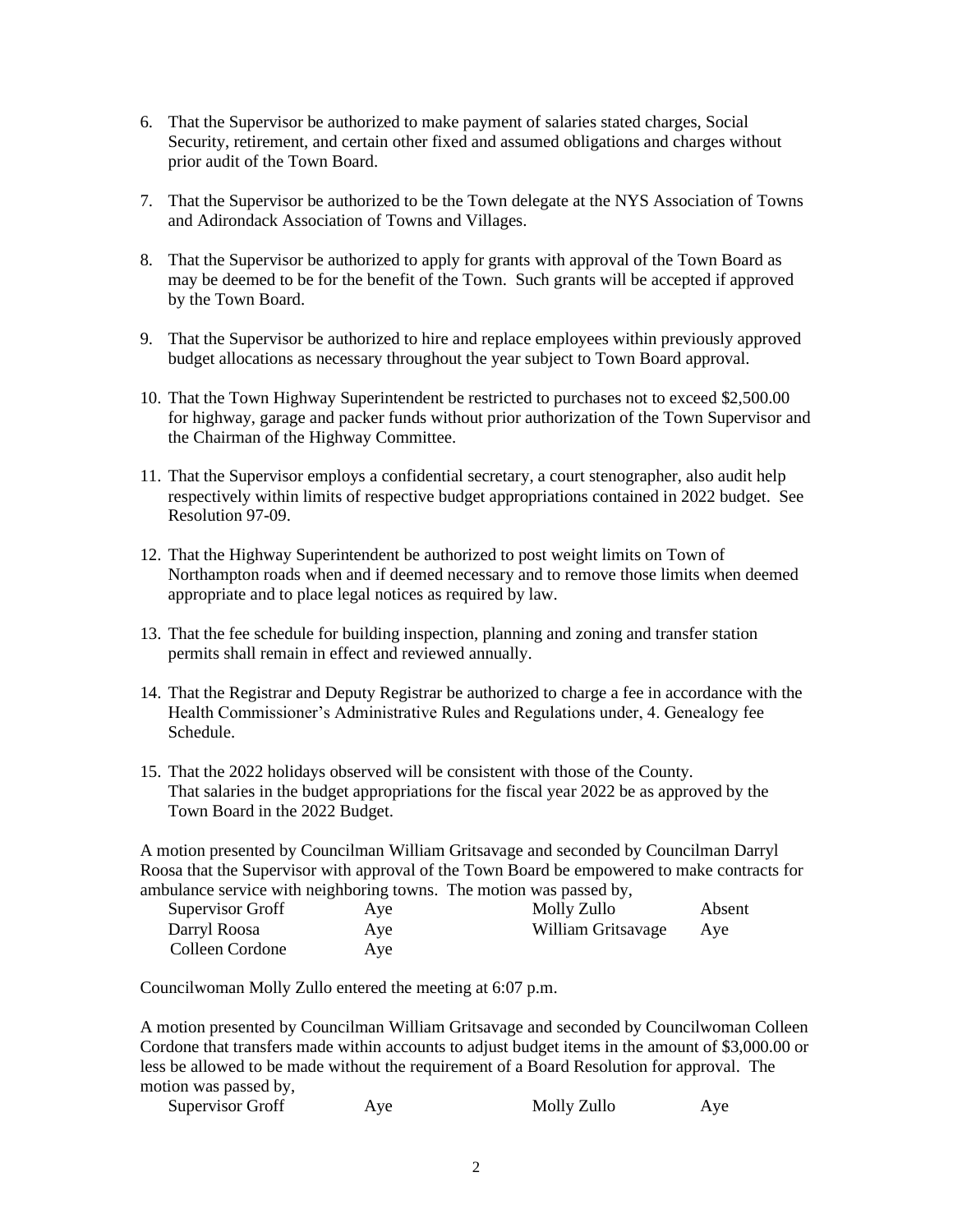6. That the Supervisor be authorized to make payment of salaries stated charges, Social Security, retirement, and certain other fixed and assumed obligations and charges without prior audit of the Town Board.

7. That the Supervisor be authorized to be the Town delegate at the NYS Association of Towns and Adirondack Association of Towns and Villages.

8. That the Supervisor be authorized to apply for grants with approval of the Town Board as may be deemed to be for the benefit of the Town. Such grants will be accepted if approved by the Town Board.

9. That the Supervisor be authorized to hire and replace employees within previously approved budget allocations as necessary throughout the year subject to Town Board approval.

10. That the Town Highway Superintendent be restricted to purchases not to exceed $2,500.00 for highway, garage and packer funds without prior authorization of the Town Supervisor and the Chairman of the Highway Committee.

11. That the Supervisor employs a confidential secretary, a court stenographer, also audit help respectively within limits of respective budget appropriations contained in 2022 budget. See Resolution 97-09.

12. That the Highway Superintendent be authorized to post weight limits on Town of Northampton roads when and if deemed necessary and to remove those limits when deemed appropriate and to place legal notices as required by law.

13. That the fee schedule for building inspection, planning and zoning and transfer station permits shall remain in effect and reviewed annually.

14. That the Registrar and Deputy Registrar be authorized to charge a fee in accordance with the Health Commissioner's Administrative Rules and Regulations under, 4. Genealogy fee Schedule.

15. That the 2022 holidays observed will be consistent with those of the County.
    That salaries in the budget appropriations for the fiscal year 2022 be as approved by the Town Board in the 2022 Budget.

A motion presented by Councilman William Gritsavage and seconded by Councilman Darryl Roosa that the Supervisor with approval of the Town Board be empowered to make contracts for ambulance service with neighboring towns. The motion was passed by,

| | | | |
|---|---|---|---|
| Supervisor Groff | Aye | Molly Zullo | Absent |
| Darryl Roosa | Aye | William Gritsavage | Aye |
| Colleen Cordone | Aye | | |

Councilwoman Molly Zullo entered the meeting at 6:07 p.m.

A motion presented by Councilman William Gritsavage and seconded by Councilwoman Colleen Cordone that transfers made within accounts to adjust budget items in the amount of $3,000.00 or less be allowed to be made without the requirement of a Board Resolution for approval. The motion was passed by,

| | | | |
|---|---|---|---|
| Supervisor Groff | Aye | Molly Zullo | Aye |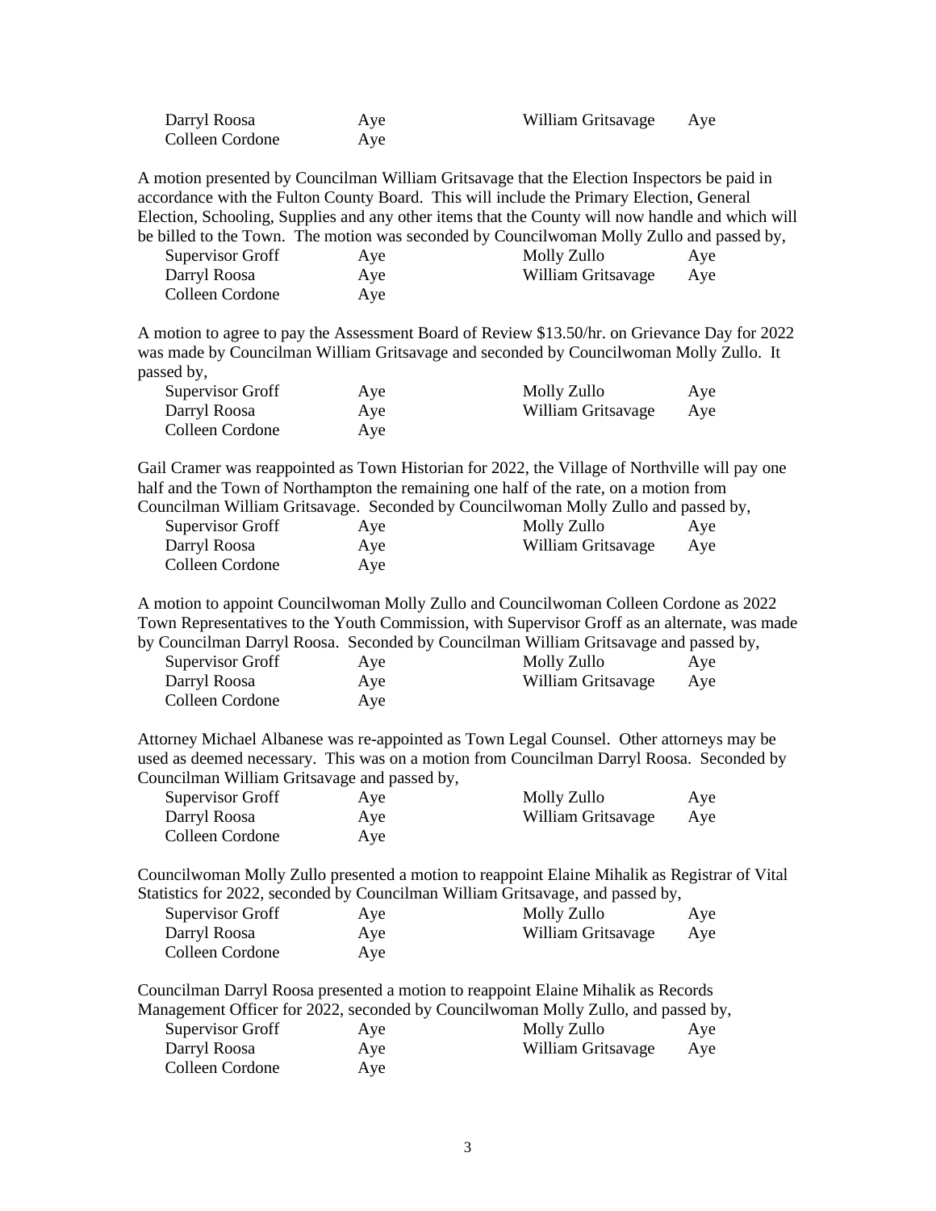| | | | |
|---|---|---|---|
| Darryl Roosa | Aye | William Gritsavage | Aye |
| Colleen Cordone | Aye | | |

A motion presented by Councilman William Gritsavage that the Election Inspectors be paid in accordance with the Fulton County Board. This will include the Primary Election, General Election, Schooling, Supplies and any other items that the County will now handle and which will be billed to the Town. The motion was seconded by Councilwoman Molly Zullo and passed by,

| | | | |
|---|---|---|---|
| Supervisor Groff | Aye | Molly Zullo | Aye |
| Darryl Roosa | Aye | William Gritsavage | Aye |
| Colleen Cordone | Aye | | |

A motion to agree to pay the Assessment Board of Review $13.50/hr. on Grievance Day for 2022 was made by Councilman William Gritsavage and seconded by Councilwoman Molly Zullo. It passed by,

| | | | |
|---|---|---|---|
| Supervisor Groff | Aye | Molly Zullo | Aye |
| Darryl Roosa | Aye | William Gritsavage | Aye |
| Colleen Cordone | Aye | | |

Gail Cramer was reappointed as Town Historian for 2022, the Village of Northville will pay one half and the Town of Northampton the remaining one half of the rate, on a motion from Councilman William Gritsavage. Seconded by Councilwoman Molly Zullo and passed by,

| | | | |
|---|---|---|---|
| Supervisor Groff | Aye | Molly Zullo | Aye |
| Darryl Roosa | Aye | William Gritsavage | Aye |
| Colleen Cordone | Aye | | |

A motion to appoint Councilwoman Molly Zullo and Councilwoman Colleen Cordone as 2022 Town Representatives to the Youth Commission, with Supervisor Groff as an alternate, was made by Councilman Darryl Roosa. Seconded by Councilman William Gritsavage and passed by,

| | | | |
|---|---|---|---|
| Supervisor Groff | Aye | Molly Zullo | Aye |
| Darryl Roosa | Aye | William Gritsavage | Aye |
| Colleen Cordone | Aye | | |

Attorney Michael Albanese was re-appointed as Town Legal Counsel. Other attorneys may be used as deemed necessary. This was on a motion from Councilman Darryl Roosa. Seconded by Councilman William Gritsavage and passed by,

| | | | |
|---|---|---|---|
| Supervisor Groff | Aye | Molly Zullo | Aye |
| Darryl Roosa | Aye | William Gritsavage | Aye |
| Colleen Cordone | Aye | | |

Councilwoman Molly Zullo presented a motion to reappoint Elaine Mihalik as Registrar of Vital Statistics for 2022, seconded by Councilman William Gritsavage, and passed by,

| | | | |
|---|---|---|---|
| Supervisor Groff | Aye | Molly Zullo | Aye |
| Darryl Roosa | Aye | William Gritsavage | Aye |
| Colleen Cordone | Aye | | |

Councilman Darryl Roosa presented a motion to reappoint Elaine Mihalik as Records Management Officer for 2022, seconded by Councilwoman Molly Zullo, and passed by,

| | | | |
|---|---|---|---|
| Supervisor Groff | Aye | Molly Zullo | Aye |
| Darryl Roosa | Aye | William Gritsavage | Aye |
| Colleen Cordone | Aye | | |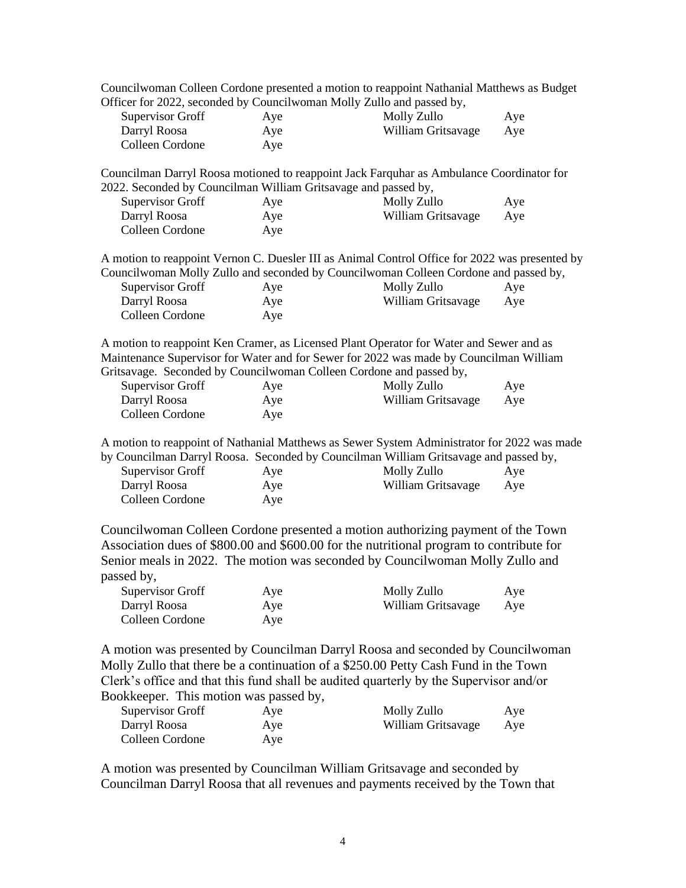Councilwoman Colleen Cordone presented a motion to reappoint Nathanial Matthews as Budget Officer for 2022, seconded by Councilwoman Molly Zullo and passed by,

| | | | |
|---|---|---|---|
| Supervisor Groff | Aye | Molly Zullo | Aye |
| Darryl Roosa | Aye | William Gritsavage | Aye |
| Colleen Cordone | Aye | | |

Councilman Darryl Roosa motioned to reappoint Jack Farquhar as Ambulance Coordinator for 2022. Seconded by Councilman William Gritsavage and passed by,

| | | | |
|---|---|---|---|
| Supervisor Groff | Aye | Molly Zullo | Aye |
| Darryl Roosa | Aye | William Gritsavage | Aye |
| Colleen Cordone | Aye | | |

A motion to reappoint Vernon C. Duesler III as Animal Control Office for 2022 was presented by Councilwoman Molly Zullo and seconded by Councilwoman Colleen Cordone and passed by,

| | | | |
|---|---|---|---|
| Supervisor Groff | Aye | Molly Zullo | Aye |
| Darryl Roosa | Aye | William Gritsavage | Aye |
| Colleen Cordone | Aye | | |

A motion to reappoint Ken Cramer, as Licensed Plant Operator for Water and Sewer and as Maintenance Supervisor for Water and for Sewer for 2022 was made by Councilman William Gritsavage. Seconded by Councilwoman Colleen Cordone and passed by,

| | | | |
|---|---|---|---|
| Supervisor Groff | Aye | Molly Zullo | Aye |
| Darryl Roosa | Aye | William Gritsavage | Aye |
| Colleen Cordone | Aye | | |

A motion to reappoint of Nathanial Matthews as Sewer System Administrator for 2022 was made by Councilman Darryl Roosa. Seconded by Councilman William Gritsavage and passed by,

| | | | |
|---|---|---|---|
| Supervisor Groff | Aye | Molly Zullo | Aye |
| Darryl Roosa | Aye | William Gritsavage | Aye |
| Colleen Cordone | Aye | | |

Councilwoman Colleen Cordone presented a motion authorizing payment of the Town Association dues of $800.00 and $600.00 for the nutritional program to contribute for Senior meals in 2022. The motion was seconded by Councilwoman Molly Zullo and passed by,

| | | | |
|---|---|---|---|
| Supervisor Groff | Aye | Molly Zullo | Aye |
| Darryl Roosa | Aye | William Gritsavage | Aye |
| Colleen Cordone | Aye | | |

A motion was presented by Councilman Darryl Roosa and seconded by Councilwoman Molly Zullo that there be a continuation of a $250.00 Petty Cash Fund in the Town Clerk's office and that this fund shall be audited quarterly by the Supervisor and/or Bookkeeper. This motion was passed by,

| | | | |
|---|---|---|---|
| Supervisor Groff | Aye | Molly Zullo | Aye |
| Darryl Roosa | Aye | William Gritsavage | Aye |
| Colleen Cordone | Aye | | |

A motion was presented by Councilman William Gritsavage and seconded by Councilman Darryl Roosa that all revenues and payments received by the Town that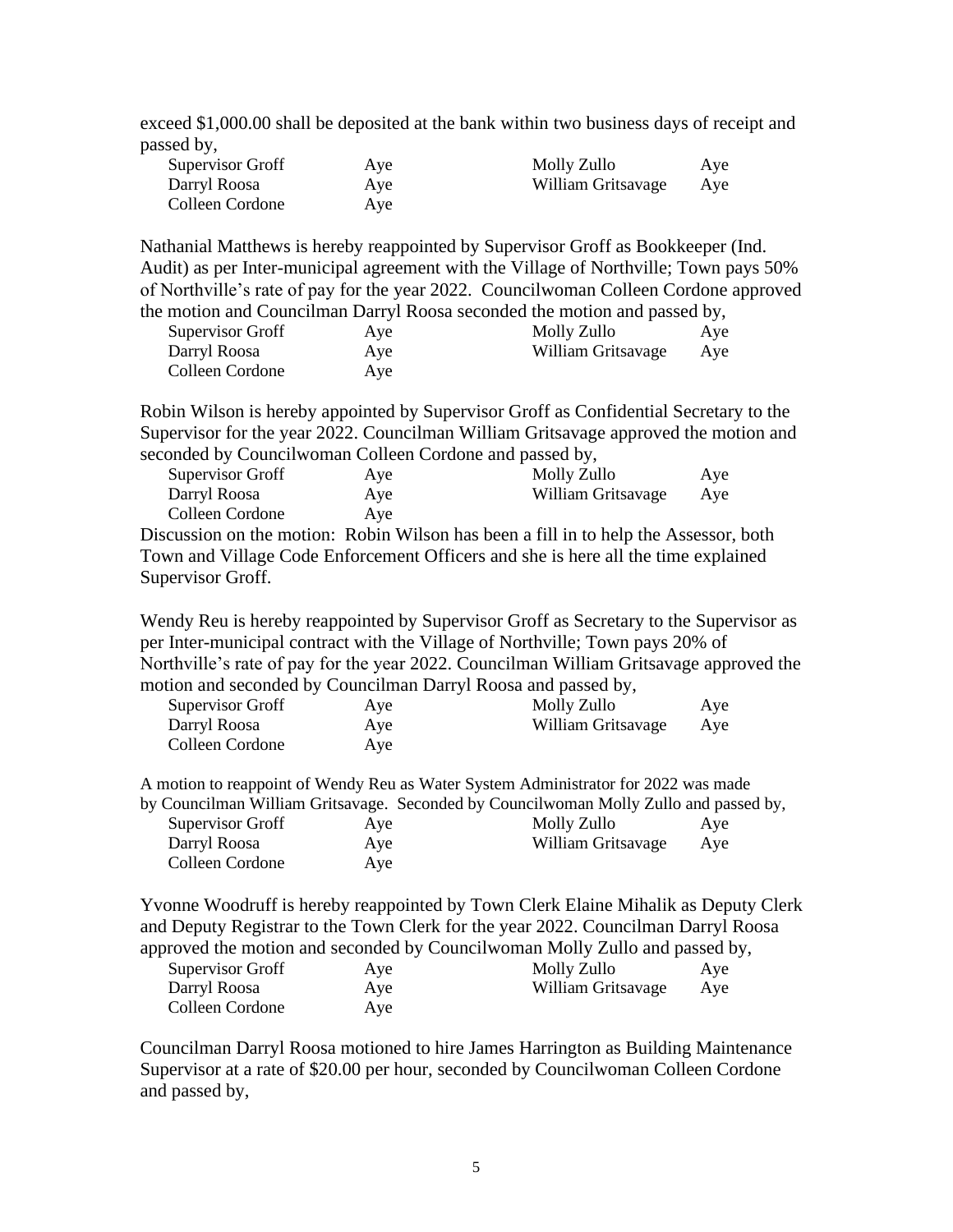exceed $1,000.00 shall be deposited at the bank within two business days of receipt and passed by,

| | | | |
|---|---|---|---|
| Supervisor Groff | Aye | Molly Zullo | Aye |
| Darryl Roosa | Aye | William Gritsavage | Aye |
| Colleen Cordone | Aye | | |

Nathanial Matthews is hereby reappointed by Supervisor Groff as Bookkeeper (Ind. Audit) as per Inter-municipal agreement with the Village of Northville; Town pays 50% of Northville's rate of pay for the year 2022. Councilwoman Colleen Cordone approved the motion and Councilman Darryl Roosa seconded the motion and passed by,

| | | | |
|---|---|---|---|
| Supervisor Groff | Aye | Molly Zullo | Aye |
| Darryl Roosa | Aye | William Gritsavage | Aye |
| Colleen Cordone | Aye | | |

Robin Wilson is hereby appointed by Supervisor Groff as Confidential Secretary to the Supervisor for the year 2022. Councilman William Gritsavage approved the motion and seconded by Councilwoman Colleen Cordone and passed by,

| | | | |
|---|---|---|---|
| Supervisor Groff | Aye | Molly Zullo | Aye |
| Darryl Roosa | Aye | William Gritsavage | Aye |
| Colleen Cordone | Aye | | |

Discussion on the motion: Robin Wilson has been a fill in to help the Assessor, both Town and Village Code Enforcement Officers and she is here all the time explained Supervisor Groff.

Wendy Reu is hereby reappointed by Supervisor Groff as Secretary to the Supervisor as per Inter-municipal contract with the Village of Northville; Town pays 20% of Northville's rate of pay for the year 2022. Councilman William Gritsavage approved the motion and seconded by Councilman Darryl Roosa and passed by,

| | | | |
|---|---|---|---|
| Supervisor Groff | Aye | Molly Zullo | Aye |
| Darryl Roosa | Aye | William Gritsavage | Aye |
| Colleen Cordone | Aye | | |

A motion to reappoint of Wendy Reu as Water System Administrator for 2022 was made by Councilman William Gritsavage. Seconded by Councilwoman Molly Zullo and passed by,

| | | | |
|---|---|---|---|
| Supervisor Groff | Aye | Molly Zullo | Aye |
| Darryl Roosa | Aye | William Gritsavage | Aye |
| Colleen Cordone | Aye | | |

Yvonne Woodruff is hereby reappointed by Town Clerk Elaine Mihalik as Deputy Clerk and Deputy Registrar to the Town Clerk for the year 2022. Councilman Darryl Roosa approved the motion and seconded by Councilwoman Molly Zullo and passed by,

| | | | |
|---|---|---|---|
| Supervisor Groff | Aye | Molly Zullo | Aye |
| Darryl Roosa | Aye | William Gritsavage | Aye |
| Colleen Cordone | Aye | | |

Councilman Darryl Roosa motioned to hire James Harrington as Building Maintenance Supervisor at a rate of $20.00 per hour, seconded by Councilwoman Colleen Cordone and passed by,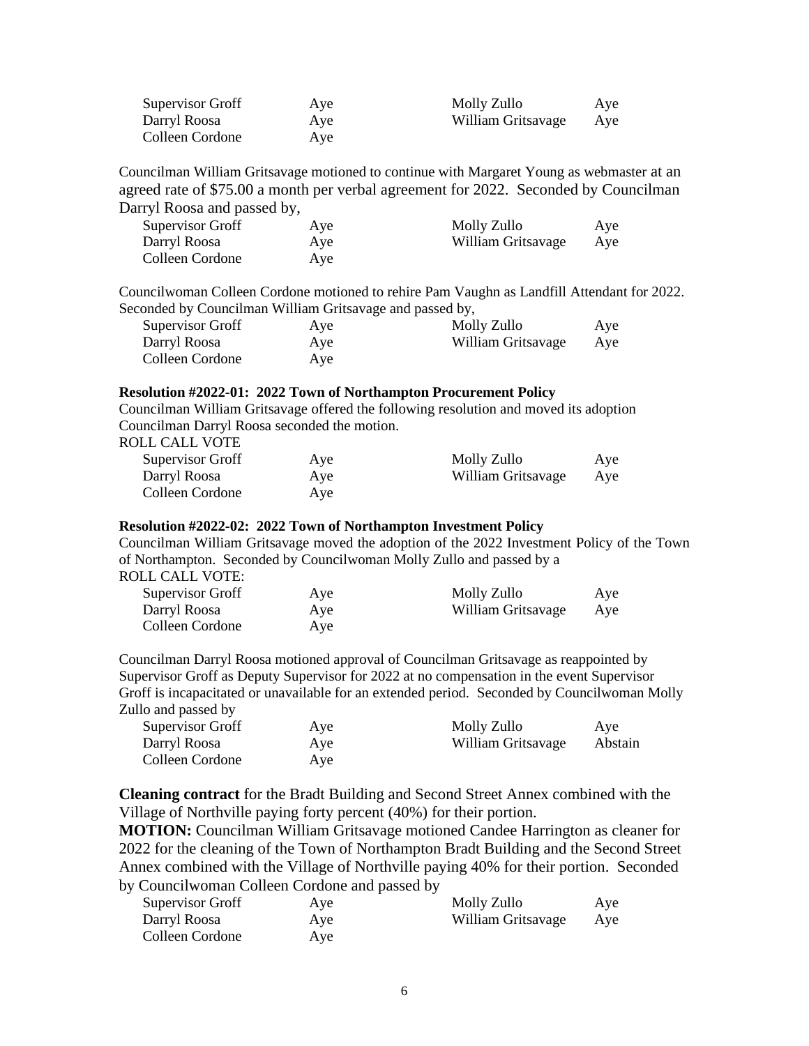| | | | |
|---|---|---|---|
| Supervisor Groff | Aye | Molly Zullo | Aye |
| Darryl Roosa | Aye | William Gritsavage | Aye |
| Colleen Cordone | Aye | | |

Councilman William Gritsavage motioned to continue with Margaret Young as webmaster at an agreed rate of $75.00 a month per verbal agreement for 2022. Seconded by Councilman Darryl Roosa and passed by,

| | | | |
|---|---|---|---|
| Supervisor Groff | Aye | Molly Zullo | Aye |
| Darryl Roosa | Aye | William Gritsavage | Aye |
| Colleen Cordone | Aye | | |

Councilwoman Colleen Cordone motioned to rehire Pam Vaughn as Landfill Attendant for 2022. Seconded by Councilman William Gritsavage and passed by,

| | | | |
|---|---|---|---|
| Supervisor Groff | Aye | Molly Zullo | Aye |
| Darryl Roosa | Aye | William Gritsavage | Aye |
| Colleen Cordone | Aye | | |

**Resolution #2022-01: 2022 Town of Northampton Procurement Policy**

Councilman William Gritsavage offered the following resolution and moved its adoption Councilman Darryl Roosa seconded the motion.

ROLL CALL VOTE

| | | | |
|---|---|---|---|
| Supervisor Groff | Aye | Molly Zullo | Aye |
| Darryl Roosa | Aye | William Gritsavage | Aye |
| Colleen Cordone | Aye | | |

**Resolution #2022-02: 2022 Town of Northampton Investment Policy**

Councilman William Gritsavage moved the adoption of the 2022 Investment Policy of the Town of Northampton. Seconded by Councilwoman Molly Zullo and passed by a

ROLL CALL VOTE:

| | | | |
|---|---|---|---|
| Supervisor Groff | Aye | Molly Zullo | Aye |
| Darryl Roosa | Aye | William Gritsavage | Aye |
| Colleen Cordone | Aye | | |

Councilman Darryl Roosa motioned approval of Councilman Gritsavage as reappointed by Supervisor Groff as Deputy Supervisor for 2022 at no compensation in the event Supervisor Groff is incapacitated or unavailable for an extended period. Seconded by Councilwoman Molly Zullo and passed by

| | | | |
|---|---|---|---|
| Supervisor Groff | Aye | Molly Zullo | Aye |
| Darryl Roosa | Aye | William Gritsavage | Abstain |
| Colleen Cordone | Aye | | |

**Cleaning contract** for the Bradt Building and Second Street Annex combined with the Village of Northville paying forty percent (40%) for their portion.

**MOTION:** Councilman William Gritsavage motioned Candee Harrington as cleaner for 2022 for the cleaning of the Town of Northampton Bradt Building and the Second Street Annex combined with the Village of Northville paying 40% for their portion. Seconded by Councilwoman Colleen Cordone and passed by

| | | | |
|---|---|---|---|
| Supervisor Groff | Aye | Molly Zullo | Aye |
| Darryl Roosa | Aye | William Gritsavage | Aye |
| Colleen Cordone | Aye | | |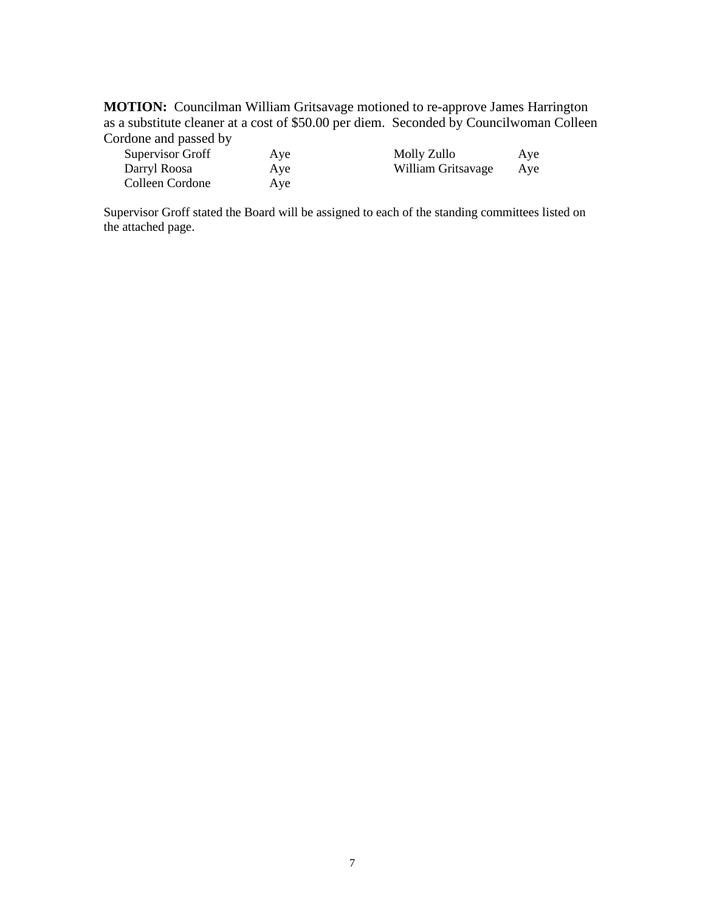**MOTION:** Councilman William Gritsavage motioned to re-approve James Harrington as a substitute cleaner at a cost of $50.00 per diem. Seconded by Councilwoman Colleen Cordone and passed by

| | | | |
|---|---|---|---|
| Supervisor Groff | Aye | Molly Zullo | Aye |
| Darryl Roosa | Aye | William Gritsavage | Aye |
| Colleen Cordone | Aye | | |

Supervisor Groff stated the Board will be assigned to each of the standing committees listed on the attached page.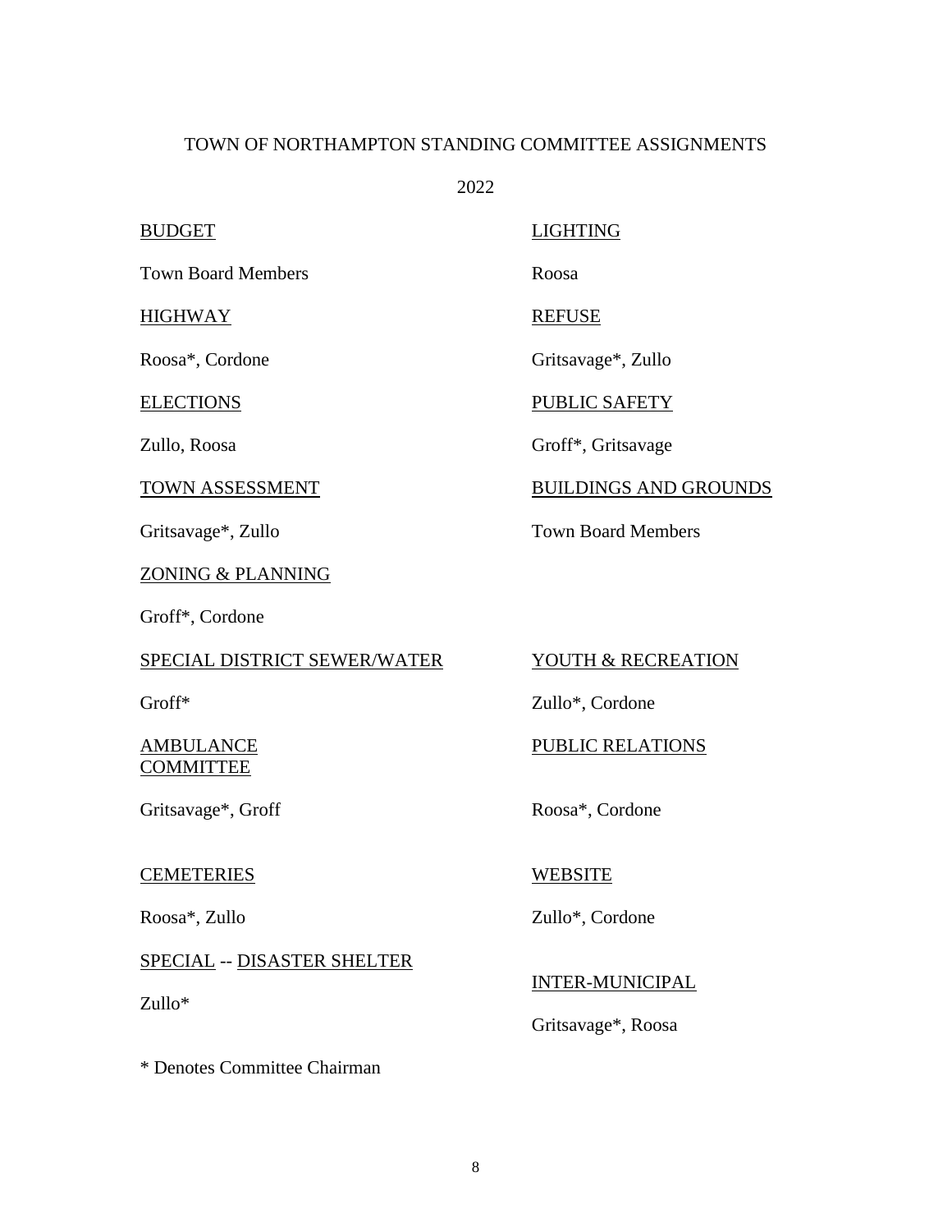TOWN OF NORTHAMPTON STANDING COMMITTEE ASSIGNMENTS

2022

BUDGET

Town Board Members

HIGHWAY

Roosa*, Cordone

ELECTIONS

Zullo, Roosa

TOWN ASSESSMENT

Gritsavage*, Zullo

ZONING & PLANNING

Groff*, Cordone

SPECIAL DISTRICT SEWER/WATER

Groff*

AMBULANCE COMMITTEE

Gritsavage*, Groff

CEMETERIES

Roosa*, Zullo

SPECIAL -- DISASTER SHELTER

Zullo*

LIGHTING

Roosa

REFUSE

Gritsavage*, Zullo

PUBLIC SAFETY

Groff*, Gritsavage

BUILDINGS AND GROUNDS

Town Board Members

YOUTH & RECREATION

Zullo*, Cordone

PUBLIC RELATIONS

Roosa*, Cordone

WEBSITE

Zullo*, Cordone

INTER-MUNICIPAL

Gritsavage*, Roosa

\* Denotes Committee Chairman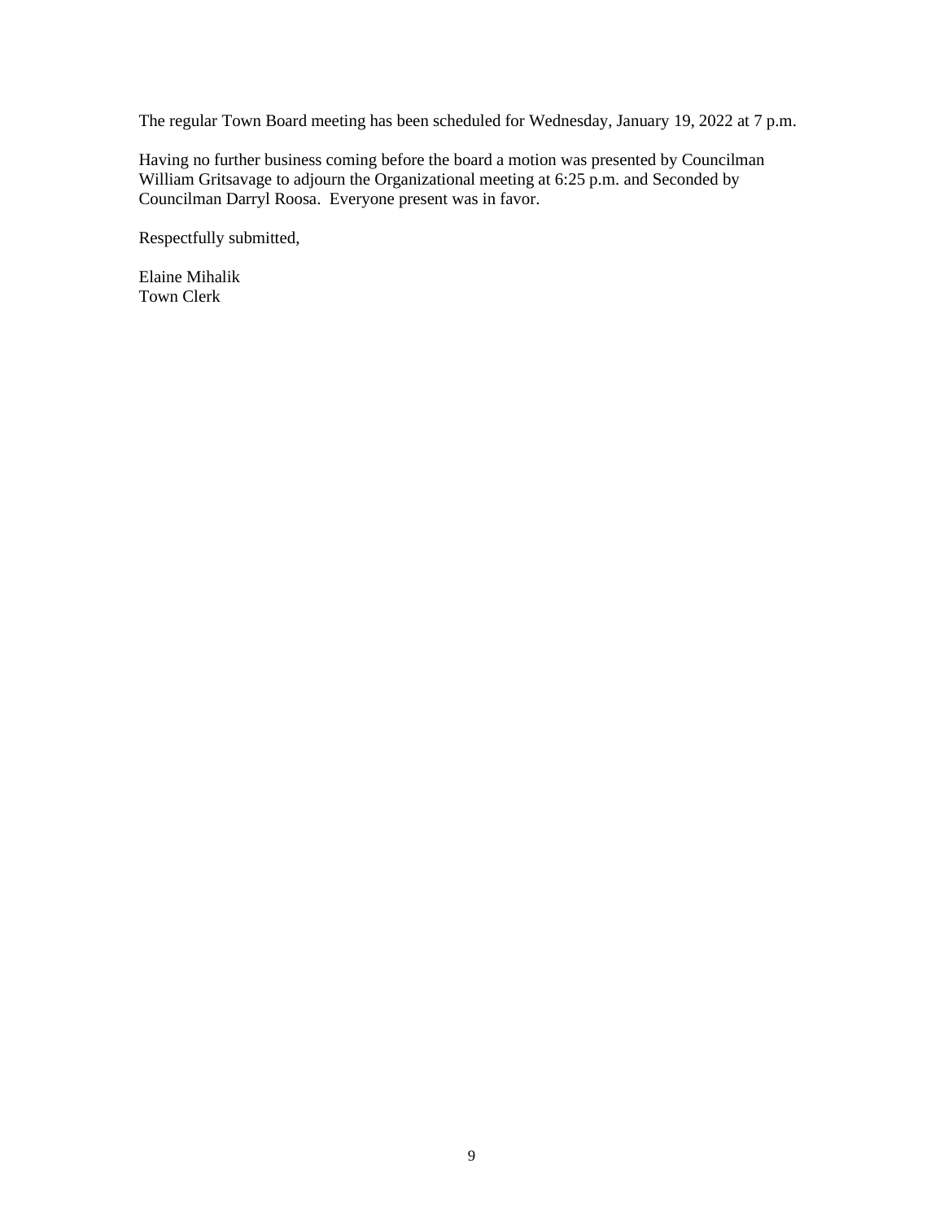The regular Town Board meeting has been scheduled for Wednesday, January 19, 2022 at 7 p.m.

Having no further business coming before the board a motion was presented by Councilman William Gritsavage to adjourn the Organizational meeting at 6:25 p.m. and Seconded by Councilman Darryl Roosa.  Everyone present was in favor.

Respectfully submitted,

Elaine Mihalik  
Town Clerk